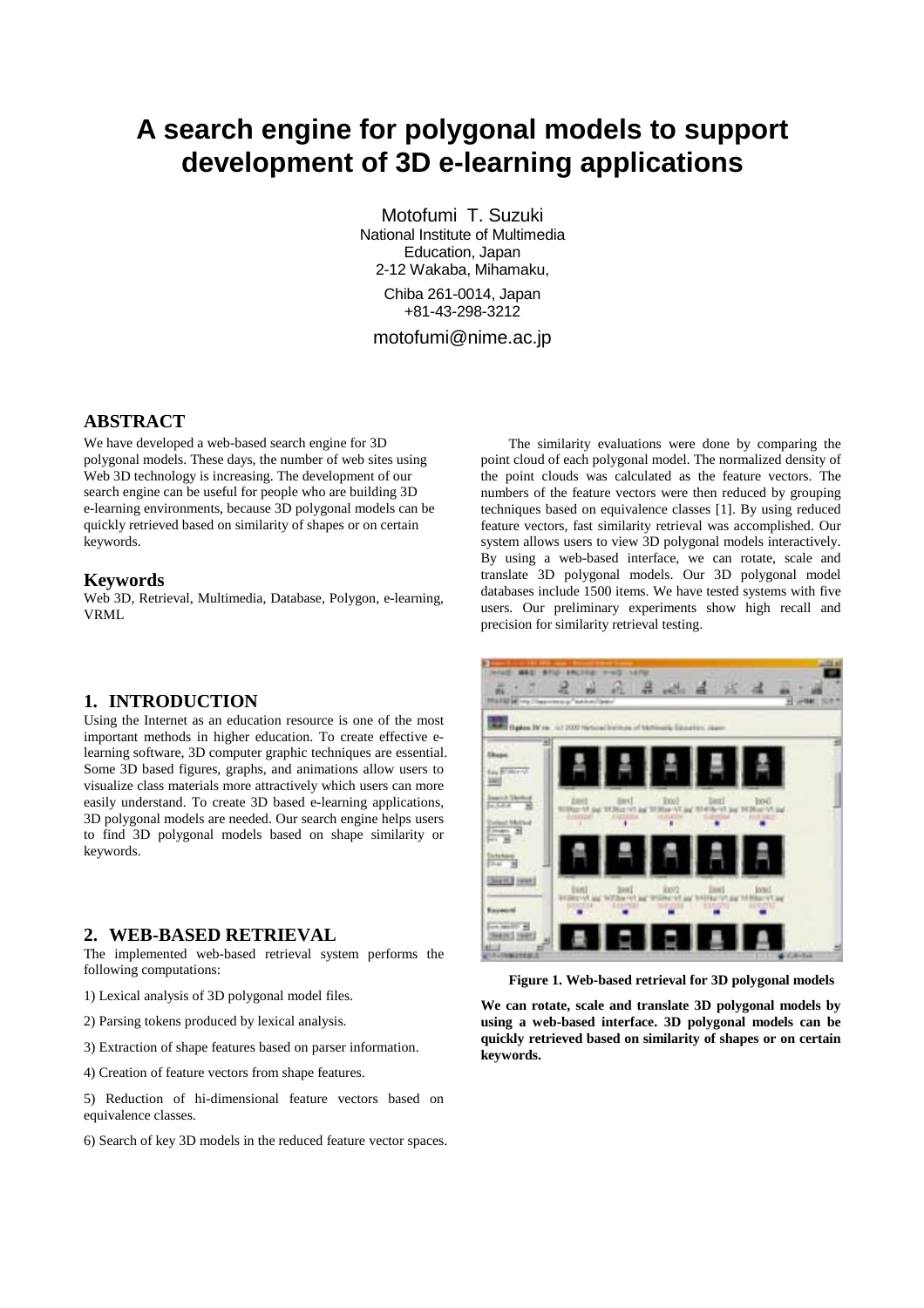# A search engine for polygonal models to support development of 3D e-learning applications

Motofumi T. Suzuki
National Institute of Multimedia Education, Japan
2-12 Wakaba, Mihamaku,
Chiba 261-0014, Japan
+81-43-298-3212
motofumi@nime.ac.jp

## ABSTRACT

We have developed a web-based search engine for 3D polygonal models. These days, the number of web sites using Web 3D technology is increasing. The development of our search engine can be useful for people who are building 3D e-learning environments, because 3D polygonal models can be quickly retrieved based on similarity of shapes or on certain keywords.

### Keywords

Web 3D, Retrieval, Multimedia, Database, Polygon, e-learning, VRML

## 1. INTRODUCTION

Using the Internet as an education resource is one of the most important methods in higher education. To create effective e-learning software, 3D computer graphic techniques are essential. Some 3D based figures, graphs, and animations allow users to visualize class materials more attractively which users can more easily understand. To create 3D based e-learning applications, 3D polygonal models are needed. Our search engine helps users to find 3D polygonal models based on shape similarity or keywords.

## 2. WEB-BASED RETRIEVAL

The implemented web-based retrieval system performs the following computations:

1) Lexical analysis of 3D polygonal model files.

2) Parsing tokens produced by lexical analysis.

3) Extraction of shape features based on parser information.

4) Creation of feature vectors from shape features.

5) Reduction of hi-dimensional feature vectors based on equivalence classes.

6) Search of key 3D models in the reduced feature vector spaces.

The similarity evaluations were done by comparing the point cloud of each polygonal model. The normalized density of the point clouds was calculated as the feature vectors. The numbers of the feature vectors were then reduced by grouping techniques based on equivalence classes [1]. By using reduced feature vectors, fast similarity retrieval was accomplished. Our system allows users to view 3D polygonal models interactively. By using a web-based interface, we can rotate, scale and translate 3D polygonal models. Our 3D polygonal model databases include 1500 items. We have tested systems with five users. Our preliminary experiments show high recall and precision for similarity retrieval testing.

**Figure 1. Web-based retrieval for 3D polygonal models**

**We can rotate, scale and translate 3D polygonal models by using a web-based interface. 3D polygonal models can be quickly retrieved based on similarity of shapes or on certain keywords.**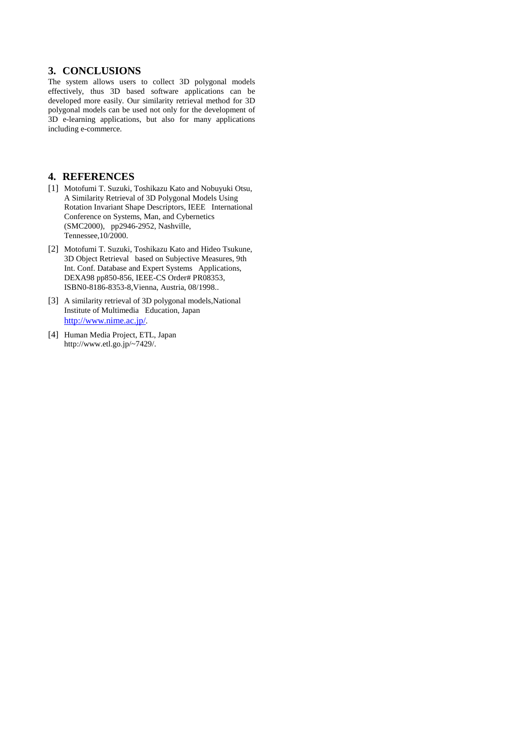## 3. CONCLUSIONS

The system allows users to collect 3D polygonal models effectively, thus 3D based software applications can be developed more easily. Our similarity retrieval method for 3D polygonal models can be used not only for the development of 3D e-learning applications, but also for many applications including e-commerce.

## 4. REFERENCES

[1] Motofumi T. Suzuki, Toshikazu Kato and Nobuyuki Otsu, A Similarity Retrieval of 3D Polygonal Models Using Rotation Invariant Shape Descriptors, IEEE International Conference on Systems, Man, and Cybernetics (SMC2000), pp2946-2952, Nashville, Tennessee,10/2000.

[2] Motofumi T. Suzuki, Toshikazu Kato and Hideo Tsukune, 3D Object Retrieval based on Subjective Measures, 9th Int. Conf. Database and Expert Systems Applications, DEXA98 pp850-856, IEEE-CS Order# PR08353, ISBN0-8186-8353-8,Vienna, Austria, 08/1998..

[3] A similarity retrieval of 3D polygonal models,National Institute of Multimedia Education, Japan http://www.nime.ac.jp/.

[4] Human Media Project, ETL, Japan http://www.etl.go.jp/~7429/.